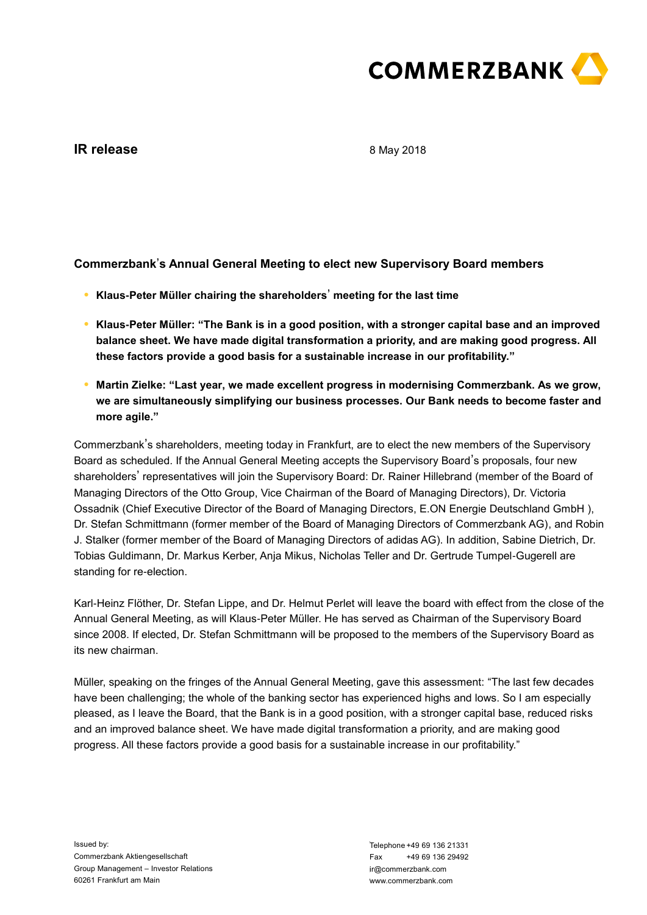**IR release**

8 May 2018

## Commerzbank's Annual General Meeting to elect new Supervisory Board members

- **Klaus-Peter Müller chairing the shareholders' meeting for the last time**
- **Klaus-Peter Müller: "The Bank is in a good position, with a stronger capital base and an improved balance sheet. We have made digital transformation a priority, and are making good progress. All these factors provide a good basis for a sustainable increase in our profitability."**
- **Martin Zielke: "Last year, we made excellent progress in modernising Commerzbank. As we grow, we are simultaneously simplifying our business processes. Our Bank needs to become faster and more agile."**

Commerzbank's shareholders, meeting today in Frankfurt, are to elect the new members of the Supervisory Board as scheduled. If the Annual General Meeting accepts the Supervisory Board's proposals, four new shareholders' representatives will join the Supervisory Board: Dr. Rainer Hillebrand (member of the Board of Managing Directors of the Otto Group, Vice Chairman of the Board of Managing Directors), Dr. Victoria Ossadnik (Chief Executive Director of the Board of Managing Directors, E.ON Energie Deutschland GmbH ), Dr. Stefan Schmittmann (former member of the Board of Managing Directors of Commerzbank AG), and Robin J. Stalker (former member of the Board of Managing Directors of adidas AG). In addition, Sabine Dietrich, Dr. Tobias Guldimann, Dr. Markus Kerber, Anja Mikus, Nicholas Teller and Dr. Gertrude Tumpel-Gugerell are standing for re-election.

Karl-Heinz Flöther, Dr. Stefan Lippe, and Dr. Helmut Perlet will leave the board with effect from the close of the Annual General Meeting, as will Klaus-Peter Müller. He has served as Chairman of the Supervisory Board since 2008. If elected, Dr. Stefan Schmittmann will be proposed to the members of the Supervisory Board as its new chairman.

Müller, speaking on the fringes of the Annual General Meeting, gave this assessment: "The last few decades have been challenging; the whole of the banking sector has experienced highs and lows. So I am especially pleased, as I leave the Board, that the Bank is in a good position, with a stronger capital base, reduced risks and an improved balance sheet. We have made digital transformation a priority, and are making good progress. All these factors provide a good basis for a sustainable increase in our profitability."

Issued by:
Commerzbank Aktiengesellschaft
Group Management – Investor Relations
60261 Frankfurt am Main

Telephone +49 69 136 21331
Fax +49 69 136 29492
ir@commerzbank.com
www.commerzbank.com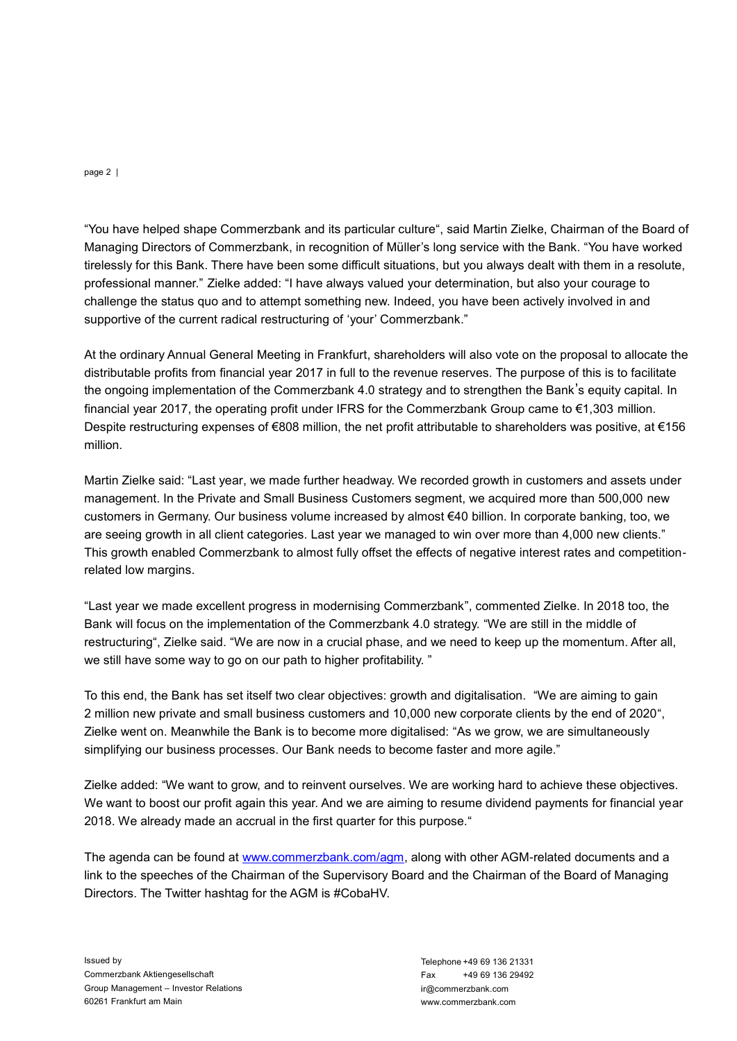"You have helped shape Commerzbank and its particular culture", said Martin Zielke, Chairman of the Board of Managing Directors of Commerzbank, in recognition of Müller's long service with the Bank. "You have worked tirelessly for this Bank. There have been some difficult situations, but you always dealt with them in a resolute, professional manner." Zielke added: "I have always valued your determination, but also your courage to challenge the status quo and to attempt something new. Indeed, you have been actively involved in and supportive of the current radical restructuring of 'your' Commerzbank."

At the ordinary Annual General Meeting in Frankfurt, shareholders will also vote on the proposal to allocate the distributable profits from financial year 2017 in full to the revenue reserves. The purpose of this is to facilitate the ongoing implementation of the Commerzbank 4.0 strategy and to strengthen the Bank's equity capital. In financial year 2017, the operating profit under IFRS for the Commerzbank Group came to €1,303 million. Despite restructuring expenses of €808 million, the net profit attributable to shareholders was positive, at €156 million.

Martin Zielke said: "Last year, we made further headway. We recorded growth in customers and assets under management. In the Private and Small Business Customers segment, we acquired more than 500,000 new customers in Germany. Our business volume increased by almost €40 billion. In corporate banking, too, we are seeing growth in all client categories. Last year we managed to win over more than 4,000 new clients." This growth enabled Commerzbank to almost fully offset the effects of negative interest rates and competition-related low margins.

"Last year we made excellent progress in modernising Commerzbank", commented Zielke. In 2018 too, the Bank will focus on the implementation of the Commerzbank 4.0 strategy. "We are still in the middle of restructuring", Zielke said. "We are now in a crucial phase, and we need to keep up the momentum. After all, we still have some way to go on our path to higher profitability. "

To this end, the Bank has set itself two clear objectives: growth and digitalisation. "We are aiming to gain 2 million new private and small business customers and 10,000 new corporate clients by the end of 2020", Zielke went on. Meanwhile the Bank is to become more digitalised: "As we grow, we are simultaneously simplifying our business processes. Our Bank needs to become faster and more agile."

Zielke added: "We want to grow, and to reinvent ourselves. We are working hard to achieve these objectives. We want to boost our profit again this year. And we are aiming to resume dividend payments for financial year 2018. We already made an accrual in the first quarter for this purpose."

The agenda can be found at [www.commerzbank.com/agm](www.commerzbank.com/agm), along with other AGM-related documents and a link to the speeches of the Chairman of the Supervisory Board and the Chairman of the Board of Managing Directors. The Twitter hashtag for the AGM is #CobaHV.

Issued by
Commerzbank Aktiengesellschaft
Group Management – Investor Relations
60261 Frankfurt am Main

Telephone +49 69 136 21331
Fax +49 69 136 29492
ir@commerzbank.com
www.commerzbank.com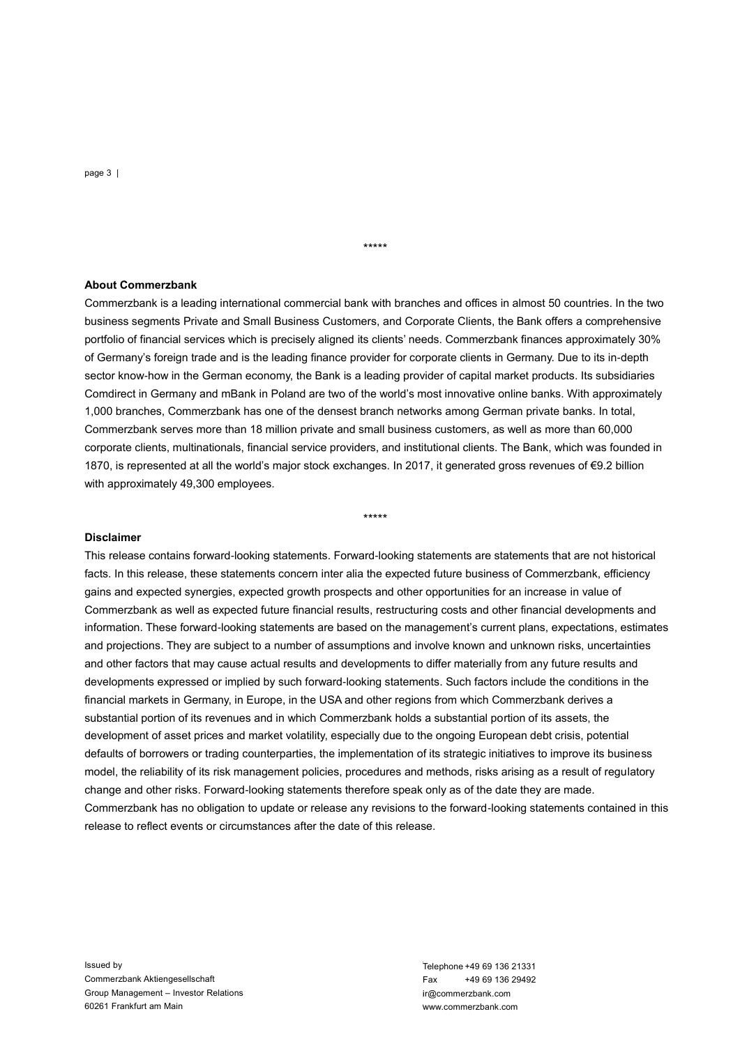*****

**About Commerzbank**

Commerzbank is a leading international commercial bank with branches and offices in almost 50 countries. In the two business segments Private and Small Business Customers, and Corporate Clients, the Bank offers a comprehensive portfolio of financial services which is precisely aligned its clients' needs. Commerzbank finances approximately 30% of Germany's foreign trade and is the leading finance provider for corporate clients in Germany. Due to its in-depth sector know-how in the German economy, the Bank is a leading provider of capital market products. Its subsidiaries Comdirect in Germany and mBank in Poland are two of the world's most innovative online banks. With approximately 1,000 branches, Commerzbank has one of the densest branch networks among German private banks. In total, Commerzbank serves more than 18 million private and small business customers, as well as more than 60,000 corporate clients, multinationals, financial service providers, and institutional clients. The Bank, which was founded in 1870, is represented at all the world's major stock exchanges. In 2017, it generated gross revenues of €9.2 billion with approximately 49,300 employees.

*****

**Disclaimer**

This release contains forward-looking statements. Forward-looking statements are statements that are not historical facts. In this release, these statements concern inter alia the expected future business of Commerzbank, efficiency gains and expected synergies, expected growth prospects and other opportunities for an increase in value of Commerzbank as well as expected future financial results, restructuring costs and other financial developments and information. These forward-looking statements are based on the management's current plans, expectations, estimates and projections. They are subject to a number of assumptions and involve known and unknown risks, uncertainties and other factors that may cause actual results and developments to differ materially from any future results and developments expressed or implied by such forward-looking statements. Such factors include the conditions in the financial markets in Germany, in Europe, in the USA and other regions from which Commerzbank derives a substantial portion of its revenues and in which Commerzbank holds a substantial portion of its assets, the development of asset prices and market volatility, especially due to the ongoing European debt crisis, potential defaults of borrowers or trading counterparties, the implementation of its strategic initiatives to improve its business model, the reliability of its risk management policies, procedures and methods, risks arising as a result of regulatory change and other risks. Forward-looking statements therefore speak only as of the date they are made. Commerzbank has no obligation to update or release any revisions to the forward-looking statements contained in this release to reflect events or circumstances after the date of this release.

Issued by
Commerzbank Aktiengesellschaft
Group Management – Investor Relations
60261 Frankfurt am Main

Telephone +49 69 136 21331
Fax +49 69 136 29492
ir@commerzbank.com
www.commerzbank.com